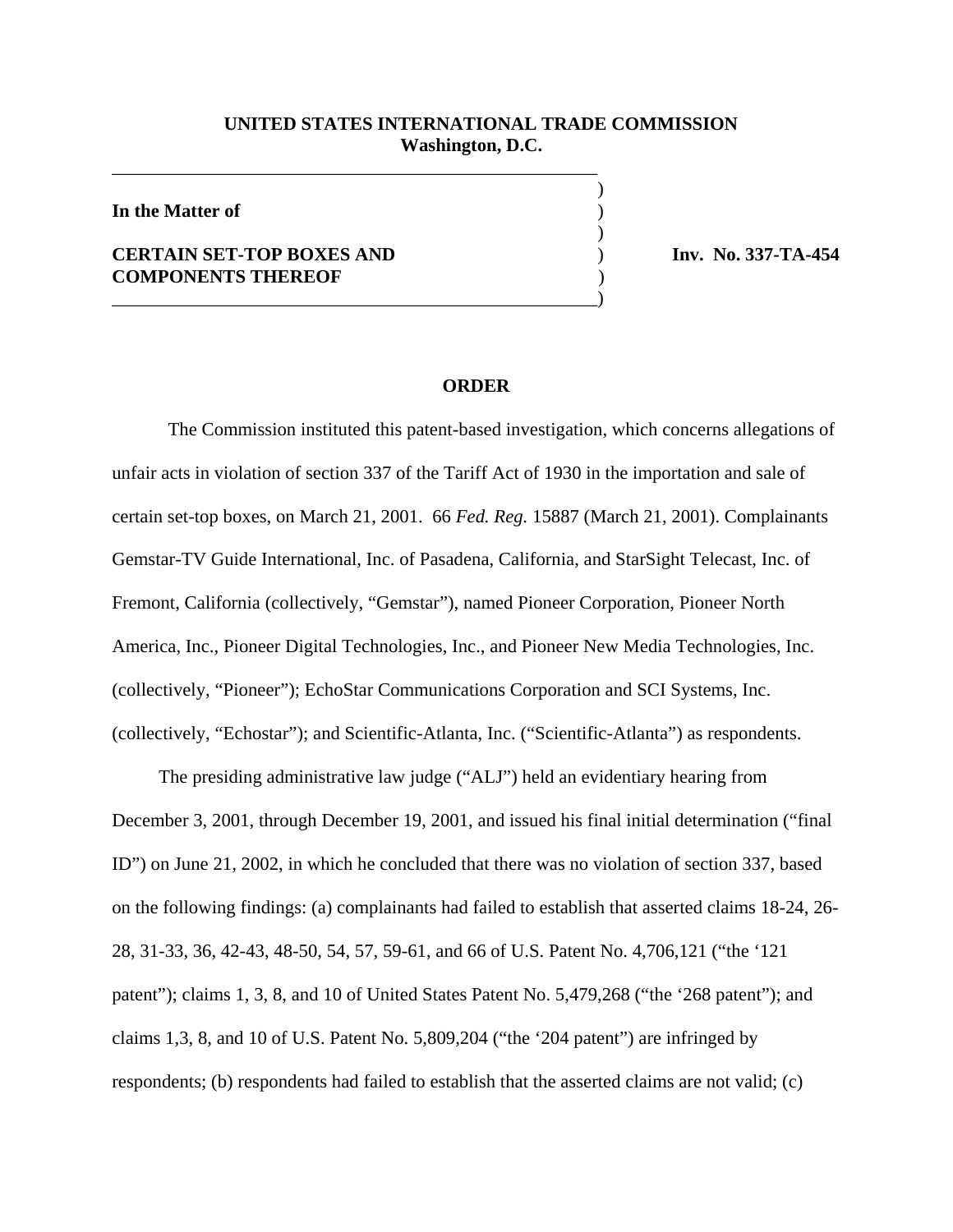**UNITED STATES INTERNATIONAL TRADE COMMISSION**
**Washington, D.C.**

| | |
|---|---|
| **In the Matter of** | |
| **CERTAIN SET-TOP BOXES AND COMPONENTS THEREOF** | **Inv. No. 337-TA-454** |

## ORDER

The Commission instituted this patent-based investigation, which concerns allegations of unfair acts in violation of section 337 of the Tariff Act of 1930 in the importation and sale of certain set-top boxes, on March 21, 2001. 66 *Fed. Reg.* 15887 (March 21, 2001). Complainants Gemstar-TV Guide International, Inc. of Pasadena, California, and StarSight Telecast, Inc. of Fremont, California (collectively, "Gemstar"), named Pioneer Corporation, Pioneer North America, Inc., Pioneer Digital Technologies, Inc., and Pioneer New Media Technologies, Inc. (collectively, "Pioneer"); EchoStar Communications Corporation and SCI Systems, Inc. (collectively, "Echostar"); and Scientific-Atlanta, Inc. ("Scientific-Atlanta") as respondents.

The presiding administrative law judge ("ALJ") held an evidentiary hearing from December 3, 2001, through December 19, 2001, and issued his final initial determination ("final ID") on June 21, 2002, in which he concluded that there was no violation of section 337, based on the following findings: (a) complainants had failed to establish that asserted claims 18-24, 26-28, 31-33, 36, 42-43, 48-50, 54, 57, 59-61, and 66 of U.S. Patent No. 4,706,121 ("the '121 patent"); claims 1, 3, 8, and 10 of United States Patent No. 5,479,268 ("the '268 patent"); and claims 1,3, 8, and 10 of U.S. Patent No. 5,809,204 ("the '204 patent") are infringed by respondents; (b) respondents had failed to establish that the asserted claims are not valid; (c)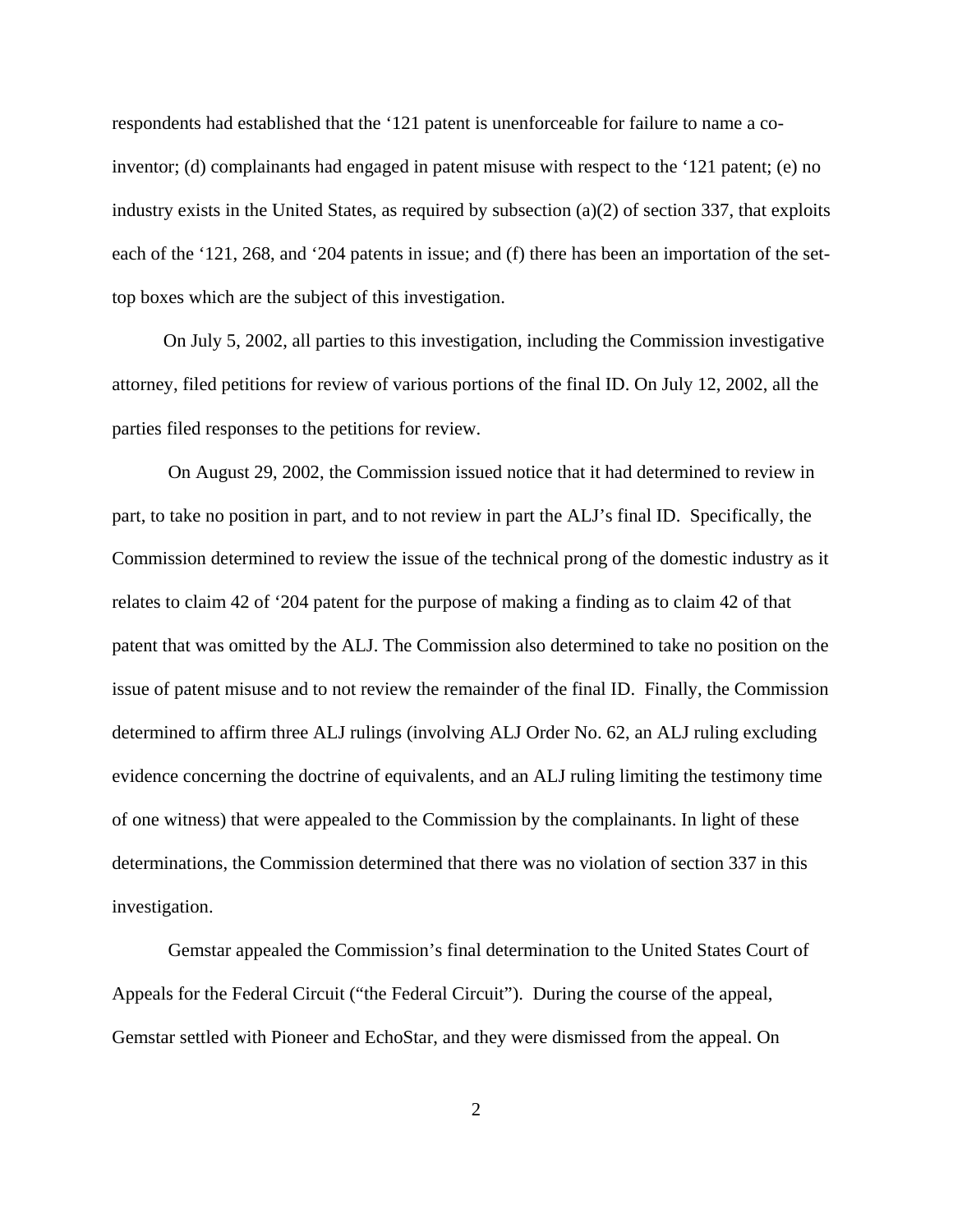respondents had established that the ‘121 patent is unenforceable for failure to name a co-inventor; (d) complainants had engaged in patent misuse with respect to the ‘121 patent; (e) no industry exists in the United States, as required by subsection (a)(2) of section 337, that exploits each of the ‘121, 268, and ‘204 patents in issue; and (f) there has been an importation of the set-top boxes which are the subject of this investigation.

On July 5, 2002, all parties to this investigation, including the Commission investigative attorney, filed petitions for review of various portions of the final ID. On July 12, 2002, all the parties filed responses to the petitions for review.

On August 29, 2002, the Commission issued notice that it had determined to review in part, to take no position in part, and to not review in part the ALJ’s final ID. Specifically, the Commission determined to review the issue of the technical prong of the domestic industry as it relates to claim 42 of ‘204 patent for the purpose of making a finding as to claim 42 of that patent that was omitted by the ALJ. The Commission also determined to take no position on the issue of patent misuse and to not review the remainder of the final ID. Finally, the Commission determined to affirm three ALJ rulings (involving ALJ Order No. 62, an ALJ ruling excluding evidence concerning the doctrine of equivalents, and an ALJ ruling limiting the testimony time of one witness) that were appealed to the Commission by the complainants. In light of these determinations, the Commission determined that there was no violation of section 337 in this investigation.

Gemstar appealed the Commission’s final determination to the United States Court of Appeals for the Federal Circuit (“the Federal Circuit”). During the course of the appeal, Gemstar settled with Pioneer and EchoStar, and they were dismissed from the appeal. On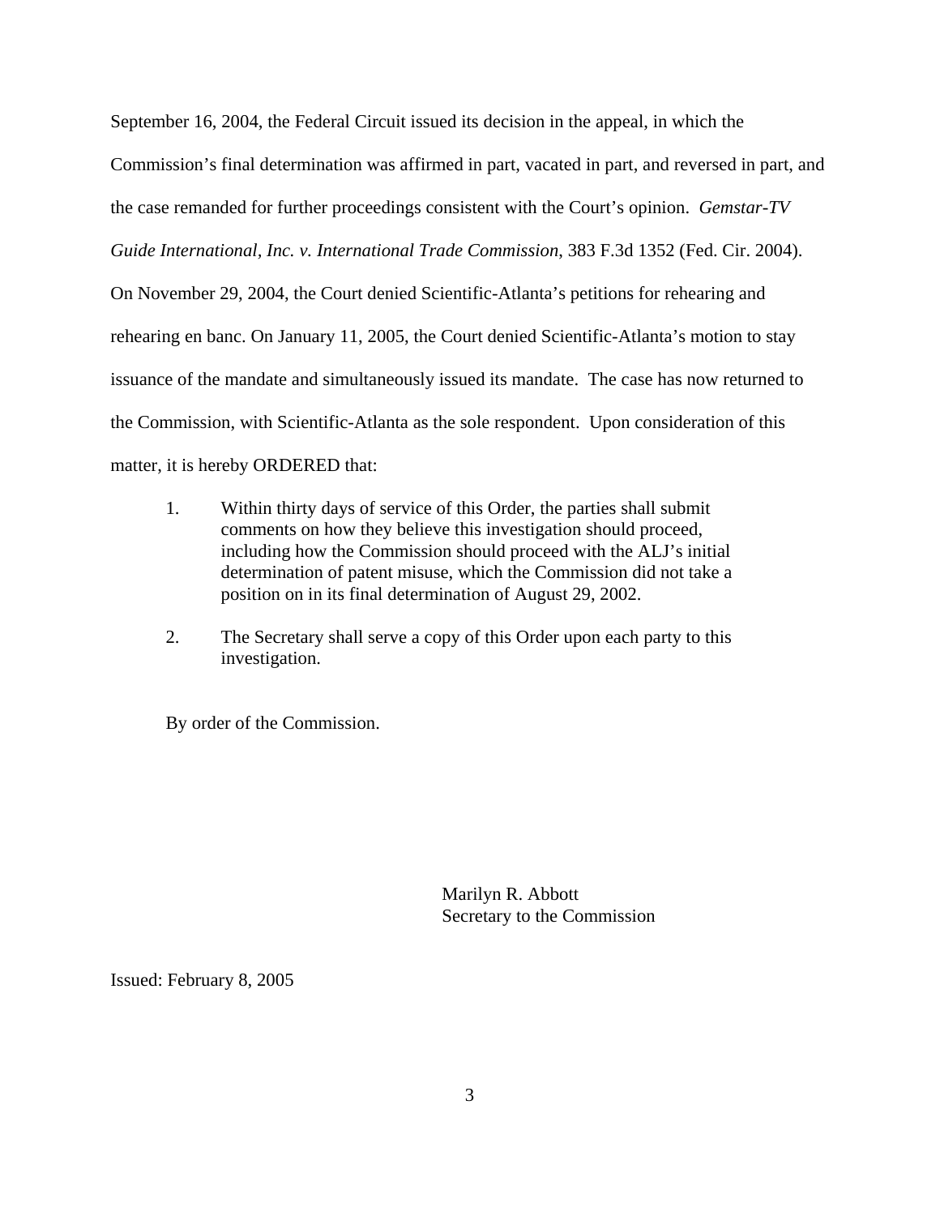September 16, 2004, the Federal Circuit issued its decision in the appeal, in which the Commission's final determination was affirmed in part, vacated in part, and reversed in part, and the case remanded for further proceedings consistent with the Court's opinion. *Gemstar-TV Guide International, Inc. v. International Trade Commission*, 383 F.3d 1352 (Fed. Cir. 2004). On November 29, 2004, the Court denied Scientific-Atlanta's petitions for rehearing and rehearing en banc. On January 11, 2005, the Court denied Scientific-Atlanta's motion to stay issuance of the mandate and simultaneously issued its mandate. The case has now returned to the Commission, with Scientific-Atlanta as the sole respondent. Upon consideration of this matter, it is hereby ORDERED that:

1. Within thirty days of service of this Order, the parties shall submit comments on how they believe this investigation should proceed, including how the Commission should proceed with the ALJ's initial determination of patent misuse, which the Commission did not take a position on in its final determination of August 29, 2002.

2. The Secretary shall serve a copy of this Order upon each party to this investigation.

By order of the Commission.

Marilyn R. Abbott
Secretary to the Commission

Issued: February 8, 2005